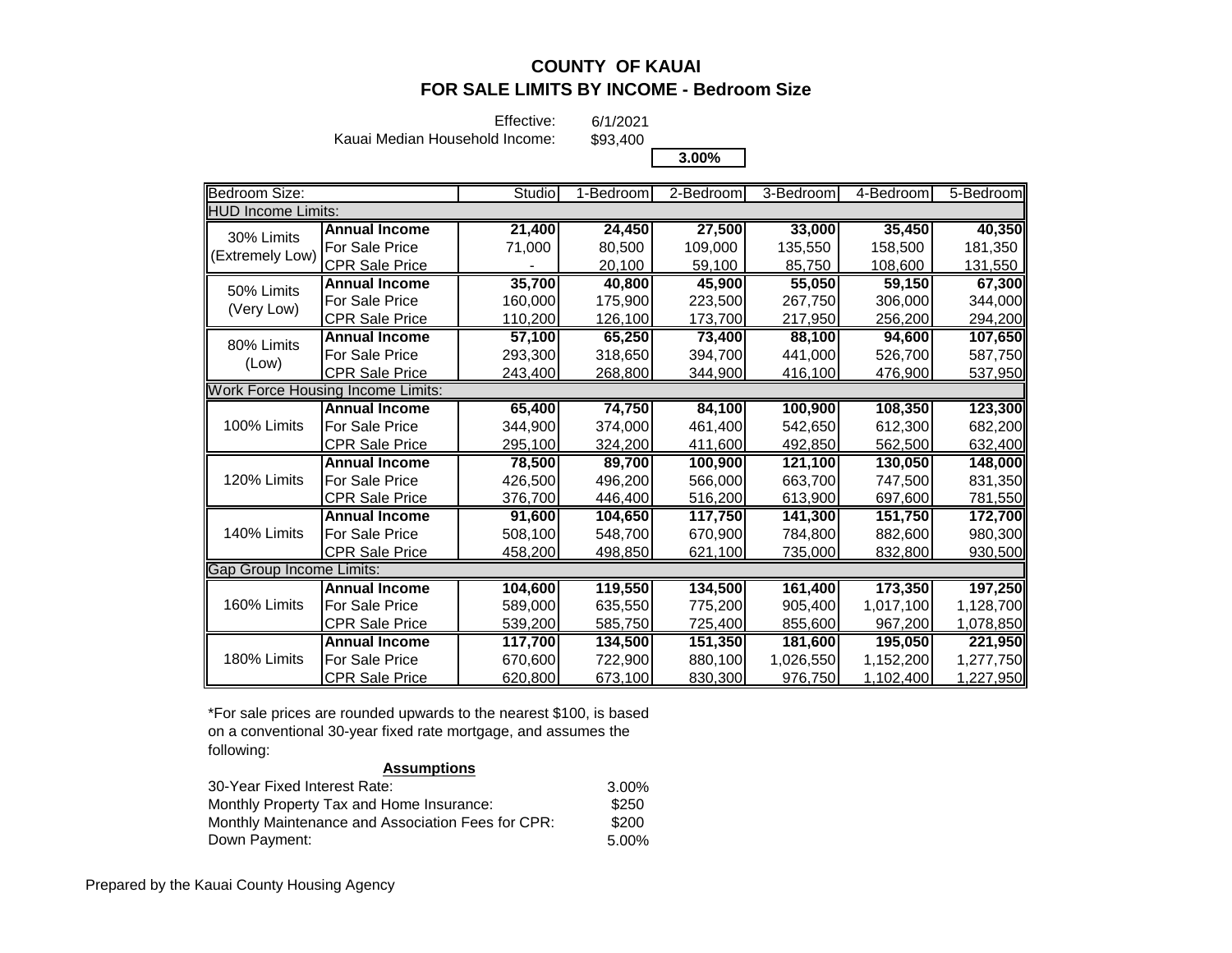# COUNTY OF KAUAI
## FOR SALE LIMITS BY INCOME - Bedroom Size

Effective: 6/1/2021
Kauai Median Household Income: $93,400

**3.00%**

| Bedroom Size: | | Studio | 1-Bedroom | 2-Bedroom | 3-Bedroom | 4-Bedroom | 5-Bedroom |
|---|---|---|---|---|---|---|---|
| HUD Income Limits: | | | | | | | |
| 30% Limits (Extremely Low) | **Annual Income** | **21,400** | **24,450** | **27,500** | **33,000** | **35,450** | **40,350** |
| | For Sale Price | 71,000 | 80,500 | 109,000 | 135,550 | 158,500 | 181,350 |
| | CPR Sale Price | - | 20,100 | 59,100 | 85,750 | 108,600 | 131,550 |
| 50% Limits (Very Low) | **Annual Income** | **35,700** | **40,800** | **45,900** | **55,050** | **59,150** | **67,300** |
| | For Sale Price | 160,000 | 175,900 | 223,500 | 267,750 | 306,000 | 344,000 |
| | CPR Sale Price | 110,200 | 126,100 | 173,700 | 217,950 | 256,200 | 294,200 |
| 80% Limits (Low) | **Annual Income** | **57,100** | **65,250** | **73,400** | **88,100** | **94,600** | **107,650** |
| | For Sale Price | 293,300 | 318,650 | 394,700 | 441,000 | 526,700 | 587,750 |
| | CPR Sale Price | 243,400 | 268,800 | 344,900 | 416,100 | 476,900 | 537,950 |
| Work Force Housing Income Limits: | | | | | | | |
| 100% Limits | **Annual Income** | **65,400** | **74,750** | **84,100** | **100,900** | **108,350** | **123,300** |
| | For Sale Price | 344,900 | 374,000 | 461,400 | 542,650 | 612,300 | 682,200 |
| | CPR Sale Price | 295,100 | 324,200 | 411,600 | 492,850 | 562,500 | 632,400 |
| 120% Limits | **Annual Income** | **78,500** | **89,700** | **100,900** | **121,100** | **130,050** | **148,000** |
| | For Sale Price | 426,500 | 496,200 | 566,000 | 663,700 | 747,500 | 831,350 |
| | CPR Sale Price | 376,700 | 446,400 | 516,200 | 613,900 | 697,600 | 781,550 |
| 140% Limits | **Annual Income** | **91,600** | **104,650** | **117,750** | **141,300** | **151,750** | **172,700** |
| | For Sale Price | 508,100 | 548,700 | 670,900 | 784,800 | 882,600 | 980,300 |
| | CPR Sale Price | 458,200 | 498,850 | 621,100 | 735,000 | 832,800 | 930,500 |
| Gap Group Income Limits: | | | | | | | |
| 160% Limits | **Annual Income** | **104,600** | **119,550** | **134,500** | **161,400** | **173,350** | **197,250** |
| | For Sale Price | 589,000 | 635,550 | 775,200 | 905,400 | 1,017,100 | 1,128,700 |
| | CPR Sale Price | 539,200 | 585,750 | 725,400 | 855,600 | 967,200 | 1,078,850 |
| 180% Limits | **Annual Income** | **117,700** | **134,500** | **151,350** | **181,600** | **195,050** | **221,950** |
| | For Sale Price | 670,600 | 722,900 | 880,100 | 1,026,550 | 1,152,200 | 1,277,750 |
| | CPR Sale Price | 620,800 | 673,100 | 830,300 | 976,750 | 1,102,400 | 1,227,950 |

*For sale prices are rounded upwards to the nearest $100, is based on a conventional 30-year fixed rate mortgage, and assumes the following:

**Assumptions**

| | |
|---|---|
| 30-Year Fixed Interest Rate: | 3.00% |
| Monthly Property Tax and Home Insurance: | $250 |
| Monthly Maintenance and Association Fees for CPR: | $200 |
| Down Payment: | 5.00% |

Prepared by the Kauai County Housing Agency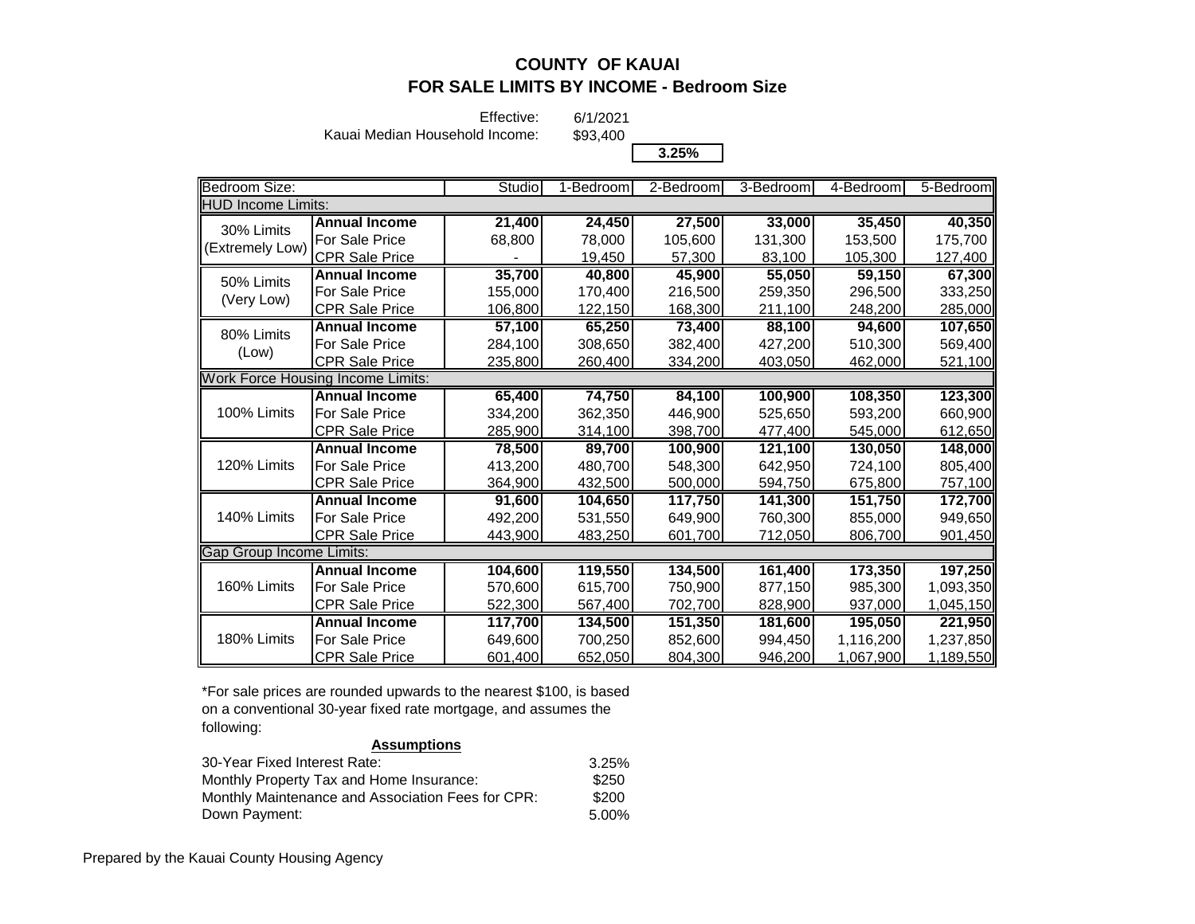# COUNTY OF KAUAI

## FOR SALE LIMITS BY INCOME - Bedroom Size

Effective: 6/1/2021

Kauai Median Household Income: $93,400

**3.25%**

| Bedroom Size: | | Studio | 1-Bedroom | 2-Bedroom | 3-Bedroom | 4-Bedroom | 5-Bedroom |
|---|---|---|---|---|---|---|---|
| HUD Income Limits: | | | | | | | |
| 30% Limits (Extremely Low) | **Annual Income** | **21,400** | **24,450** | **27,500** | **33,000** | **35,450** | **40,350** |
| | For Sale Price | 68,800 | 78,000 | 105,600 | 131,300 | 153,500 | 175,700 |
| | CPR Sale Price | - | 19,450 | 57,300 | 83,100 | 105,300 | 127,400 |
| 50% Limits (Very Low) | **Annual Income** | **35,700** | **40,800** | **45,900** | **55,050** | **59,150** | **67,300** |
| | For Sale Price | 155,000 | 170,400 | 216,500 | 259,350 | 296,500 | 333,250 |
| | CPR Sale Price | 106,800 | 122,150 | 168,300 | 211,100 | 248,200 | 285,000 |
| 80% Limits (Low) | **Annual Income** | **57,100** | **65,250** | **73,400** | **88,100** | **94,600** | **107,650** |
| | For Sale Price | 284,100 | 308,650 | 382,400 | 427,200 | 510,300 | 569,400 |
| | CPR Sale Price | 235,800 | 260,400 | 334,200 | 403,050 | 462,000 | 521,100 |
| Work Force Housing Income Limits: | | | | | | | |
| 100% Limits | **Annual Income** | **65,400** | **74,750** | **84,100** | **100,900** | **108,350** | **123,300** |
| | For Sale Price | 334,200 | 362,350 | 446,900 | 525,650 | 593,200 | 660,900 |
| | CPR Sale Price | 285,900 | 314,100 | 398,700 | 477,400 | 545,000 | 612,650 |
| 120% Limits | **Annual Income** | **78,500** | **89,700** | **100,900** | **121,100** | **130,050** | **148,000** |
| | For Sale Price | 413,200 | 480,700 | 548,300 | 642,950 | 724,100 | 805,400 |
| | CPR Sale Price | 364,900 | 432,500 | 500,000 | 594,750 | 675,800 | 757,100 |
| 140% Limits | **Annual Income** | **91,600** | **104,650** | **117,750** | **141,300** | **151,750** | **172,700** |
| | For Sale Price | 492,200 | 531,550 | 649,900 | 760,300 | 855,000 | 949,650 |
| | CPR Sale Price | 443,900 | 483,250 | 601,700 | 712,050 | 806,700 | 901,450 |
| Gap Group Income Limits: | | | | | | | |
| 160% Limits | **Annual Income** | **104,600** | **119,550** | **134,500** | **161,400** | **173,350** | **197,250** |
| | For Sale Price | 570,600 | 615,700 | 750,900 | 877,150 | 985,300 | 1,093,350 |
| | CPR Sale Price | 522,300 | 567,400 | 702,700 | 828,900 | 937,000 | 1,045,150 |
| 180% Limits | **Annual Income** | **117,700** | **134,500** | **151,350** | **181,600** | **195,050** | **221,950** |
| | For Sale Price | 649,600 | 700,250 | 852,600 | 994,450 | 1,116,200 | 1,237,850 |
| | CPR Sale Price | 601,400 | 652,050 | 804,300 | 946,200 | 1,067,900 | 1,189,550 |

*For sale prices are rounded upwards to the nearest $100, is based on a conventional 30-year fixed rate mortgage, and assumes the following:

**Assumptions**

| | |
|---|---|
| 30-Year Fixed Interest Rate: | 3.25% |
| Monthly Property Tax and Home Insurance: | $250 |
| Monthly Maintenance and Association Fees for CPR: | $200 |
| Down Payment: | 5.00% |

Prepared by the Kauai County Housing Agency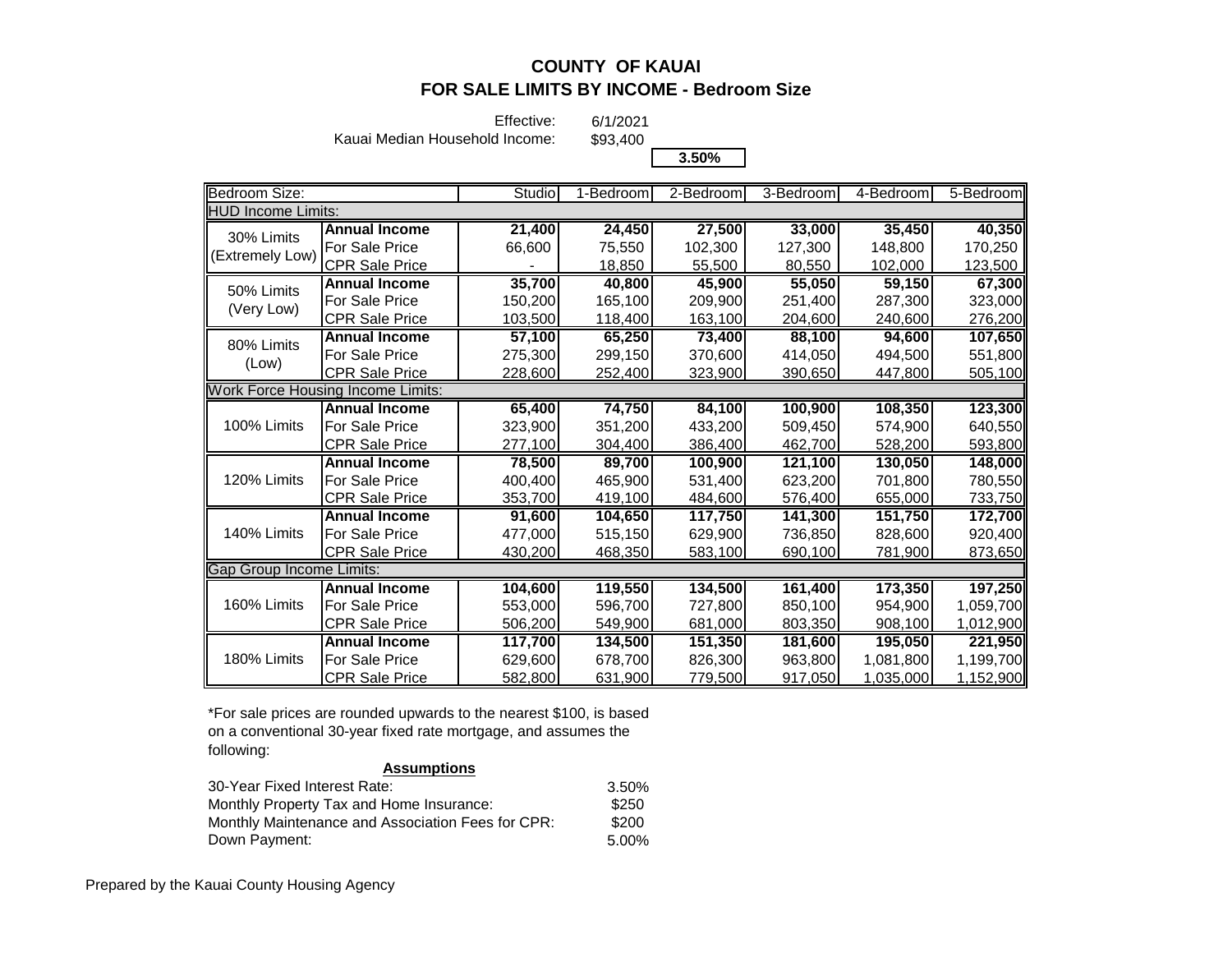# COUNTY OF KAUAI
## FOR SALE LIMITS BY INCOME - Bedroom Size

Effective: 6/1/2021
Kauai Median Household Income: $93,400

**3.50%**

| Bedroom Size: | | Studio | 1-Bedroom | 2-Bedroom | 3-Bedroom | 4-Bedroom | 5-Bedroom |
|---|---|---|---|---|---|---|---|
| HUD Income Limits: | | | | | | | |
| 30% Limits (Extremely Low) | **Annual Income** | **21,400** | **24,450** | **27,500** | **33,000** | **35,450** | **40,350** |
| | For Sale Price | 66,600 | 75,550 | 102,300 | 127,300 | 148,800 | 170,250 |
| | CPR Sale Price | - | 18,850 | 55,500 | 80,550 | 102,000 | 123,500 |
| 50% Limits (Very Low) | **Annual Income** | **35,700** | **40,800** | **45,900** | **55,050** | **59,150** | **67,300** |
| | For Sale Price | 150,200 | 165,100 | 209,900 | 251,400 | 287,300 | 323,000 |
| | CPR Sale Price | 103,500 | 118,400 | 163,100 | 204,600 | 240,600 | 276,200 |
| 80% Limits (Low) | **Annual Income** | **57,100** | **65,250** | **73,400** | **88,100** | **94,600** | **107,650** |
| | For Sale Price | 275,300 | 299,150 | 370,600 | 414,050 | 494,500 | 551,800 |
| | CPR Sale Price | 228,600 | 252,400 | 323,900 | 390,650 | 447,800 | 505,100 |
| Work Force Housing Income Limits: | | | | | | | |
| 100% Limits | **Annual Income** | **65,400** | **74,750** | **84,100** | **100,900** | **108,350** | **123,300** |
| | For Sale Price | 323,900 | 351,200 | 433,200 | 509,450 | 574,900 | 640,550 |
| | CPR Sale Price | 277,100 | 304,400 | 386,400 | 462,700 | 528,200 | 593,800 |
| 120% Limits | **Annual Income** | **78,500** | **89,700** | **100,900** | **121,100** | **130,050** | **148,000** |
| | For Sale Price | 400,400 | 465,900 | 531,400 | 623,200 | 701,800 | 780,550 |
| | CPR Sale Price | 353,700 | 419,100 | 484,600 | 576,400 | 655,000 | 733,750 |
| 140% Limits | **Annual Income** | **91,600** | **104,650** | **117,750** | **141,300** | **151,750** | **172,700** |
| | For Sale Price | 477,000 | 515,150 | 629,900 | 736,850 | 828,600 | 920,400 |
| | CPR Sale Price | 430,200 | 468,350 | 583,100 | 690,100 | 781,900 | 873,650 |
| Gap Group Income Limits: | | | | | | | |
| 160% Limits | **Annual Income** | **104,600** | **119,550** | **134,500** | **161,400** | **173,350** | **197,250** |
| | For Sale Price | 553,000 | 596,700 | 727,800 | 850,100 | 954,900 | 1,059,700 |
| | CPR Sale Price | 506,200 | 549,900 | 681,000 | 803,350 | 908,100 | 1,012,900 |
| 180% Limits | **Annual Income** | **117,700** | **134,500** | **151,350** | **181,600** | **195,050** | **221,950** |
| | For Sale Price | 629,600 | 678,700 | 826,300 | 963,800 | 1,081,800 | 1,199,700 |
| | CPR Sale Price | 582,800 | 631,900 | 779,500 | 917,050 | 1,035,000 | 1,152,900 |

*For sale prices are rounded upwards to the nearest $100, is based on a conventional 30-year fixed rate mortgage, and assumes the following:

**Assumptions**

| | |
|---|---|
| 30-Year Fixed Interest Rate: | 3.50% |
| Monthly Property Tax and Home Insurance: | $250 |
| Monthly Maintenance and Association Fees for CPR: | $200 |
| Down Payment: | 5.00% |

Prepared by the Kauai County Housing Agency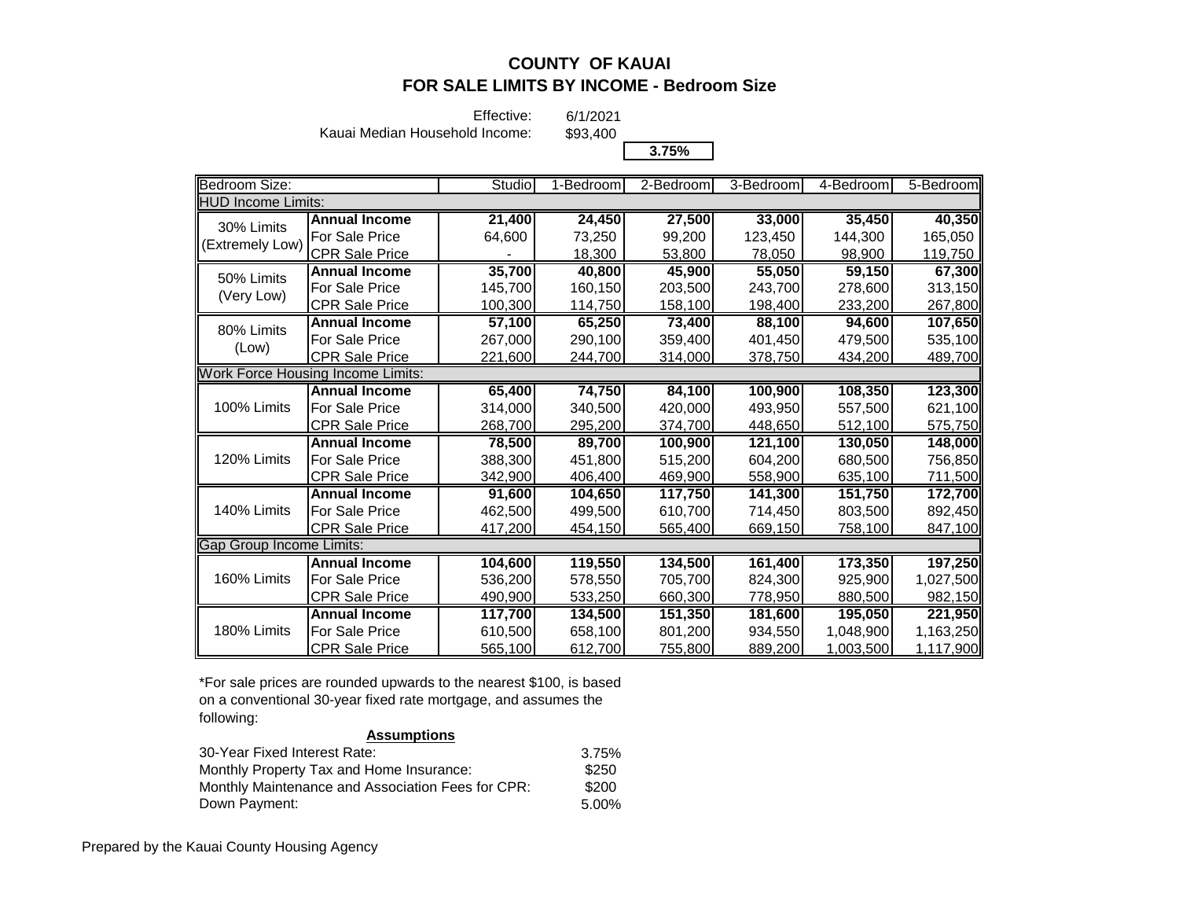# COUNTY OF KAUAI
## FOR SALE LIMITS BY INCOME - Bedroom Size

Effective: 6/1/2021
Kauai Median Household Income: $93,400

**3.75%**

| Bedroom Size: | | Studio | 1-Bedroom | 2-Bedroom | 3-Bedroom | 4-Bedroom | 5-Bedroom |
|---|---|---|---|---|---|---|---|
| HUD Income Limits: | | | | | | | |
| 30% Limits (Extremely Low) | **Annual Income** | **21,400** | **24,450** | **27,500** | **33,000** | **35,450** | **40,350** |
| | For Sale Price | 64,600 | 73,250 | 99,200 | 123,450 | 144,300 | 165,050 |
| | CPR Sale Price | - | 18,300 | 53,800 | 78,050 | 98,900 | 119,750 |
| 50% Limits (Very Low) | **Annual Income** | **35,700** | **40,800** | **45,900** | **55,050** | **59,150** | **67,300** |
| | For Sale Price | 145,700 | 160,150 | 203,500 | 243,700 | 278,600 | 313,150 |
| | CPR Sale Price | 100,300 | 114,750 | 158,100 | 198,400 | 233,200 | 267,800 |
| 80% Limits (Low) | **Annual Income** | **57,100** | **65,250** | **73,400** | **88,100** | **94,600** | **107,650** |
| | For Sale Price | 267,000 | 290,100 | 359,400 | 401,450 | 479,500 | 535,100 |
| | CPR Sale Price | 221,600 | 244,700 | 314,000 | 378,750 | 434,200 | 489,700 |
| Work Force Housing Income Limits: | | | | | | | |
| 100% Limits | **Annual Income** | **65,400** | **74,750** | **84,100** | **100,900** | **108,350** | **123,300** |
| | For Sale Price | 314,000 | 340,500 | 420,000 | 493,950 | 557,500 | 621,100 |
| | CPR Sale Price | 268,700 | 295,200 | 374,700 | 448,650 | 512,100 | 575,750 |
| 120% Limits | **Annual Income** | **78,500** | **89,700** | **100,900** | **121,100** | **130,050** | **148,000** |
| | For Sale Price | 388,300 | 451,800 | 515,200 | 604,200 | 680,500 | 756,850 |
| | CPR Sale Price | 342,900 | 406,400 | 469,900 | 558,900 | 635,100 | 711,500 |
| 140% Limits | **Annual Income** | **91,600** | **104,650** | **117,750** | **141,300** | **151,750** | **172,700** |
| | For Sale Price | 462,500 | 499,500 | 610,700 | 714,450 | 803,500 | 892,450 |
| | CPR Sale Price | 417,200 | 454,150 | 565,400 | 669,150 | 758,100 | 847,100 |
| Gap Group Income Limits: | | | | | | | |
| 160% Limits | **Annual Income** | **104,600** | **119,550** | **134,500** | **161,400** | **173,350** | **197,250** |
| | For Sale Price | 536,200 | 578,550 | 705,700 | 824,300 | 925,900 | 1,027,500 |
| | CPR Sale Price | 490,900 | 533,250 | 660,300 | 778,950 | 880,500 | 982,150 |
| 180% Limits | **Annual Income** | **117,700** | **134,500** | **151,350** | **181,600** | **195,050** | **221,950** |
| | For Sale Price | 610,500 | 658,100 | 801,200 | 934,550 | 1,048,900 | 1,163,250 |
| | CPR Sale Price | 565,100 | 612,700 | 755,800 | 889,200 | 1,003,500 | 1,117,900 |

*For sale prices are rounded upwards to the nearest $100, is based on a conventional 30-year fixed rate mortgage, and assumes the following:

**Assumptions**

| | |
|---|---|
| 30-Year Fixed Interest Rate: | 3.75% |
| Monthly Property Tax and Home Insurance: | $250 |
| Monthly Maintenance and Association Fees for CPR: | $200 |
| Down Payment: | 5.00% |

Prepared by the Kauai County Housing Agency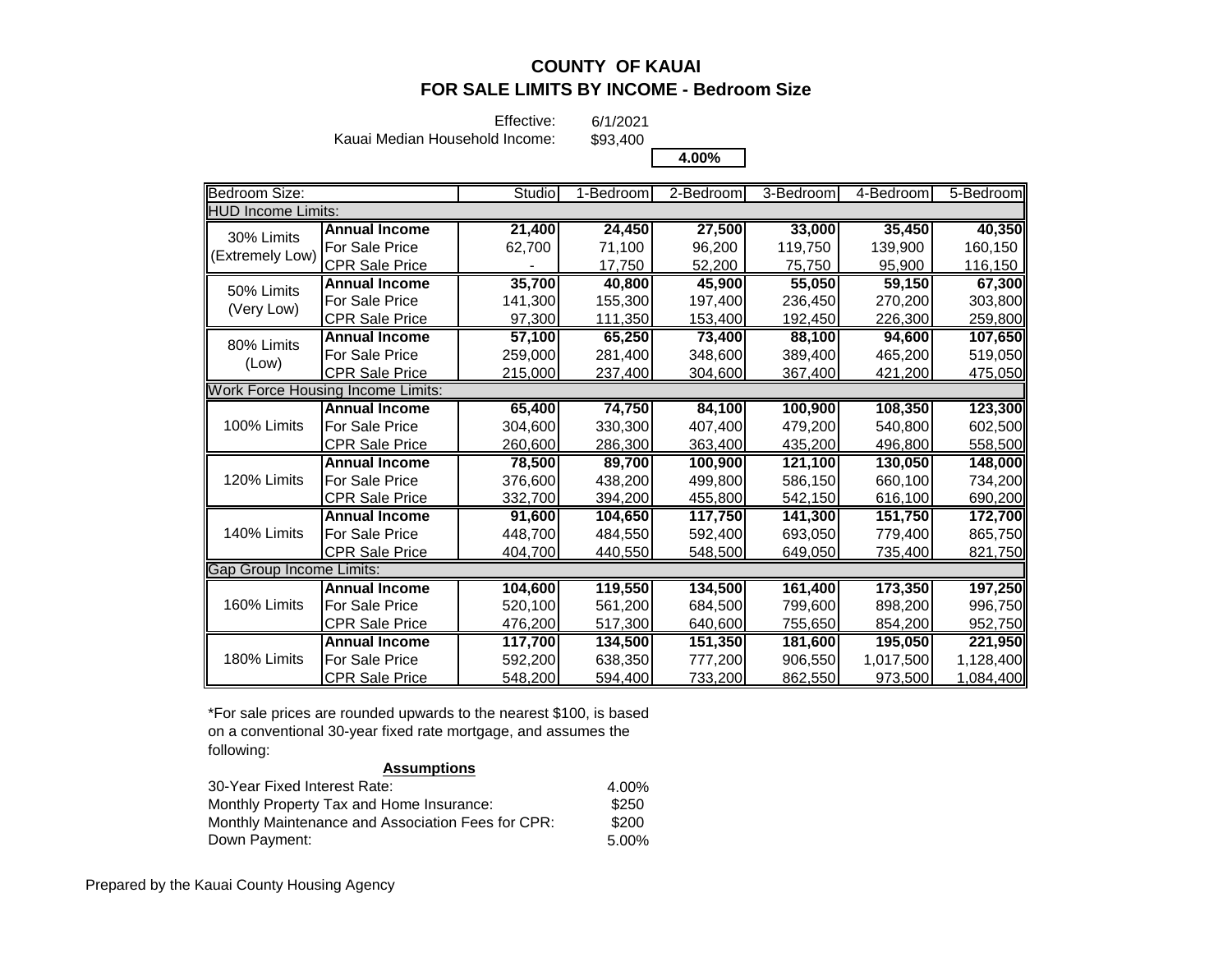# COUNTY OF KAUAI

## FOR SALE LIMITS BY INCOME - Bedroom Size

Effective: 6/1/2021

Kauai Median Household Income: $93,400

**4.00%**

| Bedroom Size: | | Studio | 1-Bedroom | 2-Bedroom | 3-Bedroom | 4-Bedroom | 5-Bedroom |
|---|---|---|---|---|---|---|---|
| HUD Income Limits: | | | | | | | |
| 30% Limits (Extremely Low) | **Annual Income** | **21,400** | **24,450** | **27,500** | **33,000** | **35,450** | **40,350** |
| | For Sale Price | 62,700 | 71,100 | 96,200 | 119,750 | 139,900 | 160,150 |
| | CPR Sale Price | - | 17,750 | 52,200 | 75,750 | 95,900 | 116,150 |
| 50% Limits (Very Low) | **Annual Income** | **35,700** | **40,800** | **45,900** | **55,050** | **59,150** | **67,300** |
| | For Sale Price | 141,300 | 155,300 | 197,400 | 236,450 | 270,200 | 303,800 |
| | CPR Sale Price | 97,300 | 111,350 | 153,400 | 192,450 | 226,300 | 259,800 |
| 80% Limits (Low) | **Annual Income** | **57,100** | **65,250** | **73,400** | **88,100** | **94,600** | **107,650** |
| | For Sale Price | 259,000 | 281,400 | 348,600 | 389,400 | 465,200 | 519,050 |
| | CPR Sale Price | 215,000 | 237,400 | 304,600 | 367,400 | 421,200 | 475,050 |
| Work Force Housing Income Limits: | | | | | | | |
| 100% Limits | **Annual Income** | **65,400** | **74,750** | **84,100** | **100,900** | **108,350** | **123,300** |
| | For Sale Price | 304,600 | 330,300 | 407,400 | 479,200 | 540,800 | 602,500 |
| | CPR Sale Price | 260,600 | 286,300 | 363,400 | 435,200 | 496,800 | 558,500 |
| 120% Limits | **Annual Income** | **78,500** | **89,700** | **100,900** | **121,100** | **130,050** | **148,000** |
| | For Sale Price | 376,600 | 438,200 | 499,800 | 586,150 | 660,100 | 734,200 |
| | CPR Sale Price | 332,700 | 394,200 | 455,800 | 542,150 | 616,100 | 690,200 |
| 140% Limits | **Annual Income** | **91,600** | **104,650** | **117,750** | **141,300** | **151,750** | **172,700** |
| | For Sale Price | 448,700 | 484,550 | 592,400 | 693,050 | 779,400 | 865,750 |
| | CPR Sale Price | 404,700 | 440,550 | 548,500 | 649,050 | 735,400 | 821,750 |
| Gap Group Income Limits: | | | | | | | |
| 160% Limits | **Annual Income** | **104,600** | **119,550** | **134,500** | **161,400** | **173,350** | **197,250** |
| | For Sale Price | 520,100 | 561,200 | 684,500 | 799,600 | 898,200 | 996,750 |
| | CPR Sale Price | 476,200 | 517,300 | 640,600 | 755,650 | 854,200 | 952,750 |
| 180% Limits | **Annual Income** | **117,700** | **134,500** | **151,350** | **181,600** | **195,050** | **221,950** |
| | For Sale Price | 592,200 | 638,350 | 777,200 | 906,550 | 1,017,500 | 1,128,400 |
| | CPR Sale Price | 548,200 | 594,400 | 733,200 | 862,550 | 973,500 | 1,084,400 |

*For sale prices are rounded upwards to the nearest $100, is based on a conventional 30-year fixed rate mortgage, and assumes the following:

**Assumptions**

| | |
|---|---|
| 30-Year Fixed Interest Rate: | 4.00% |
| Monthly Property Tax and Home Insurance: | $250 |
| Monthly Maintenance and Association Fees for CPR: | $200 |
| Down Payment: | 5.00% |

Prepared by the Kauai County Housing Agency